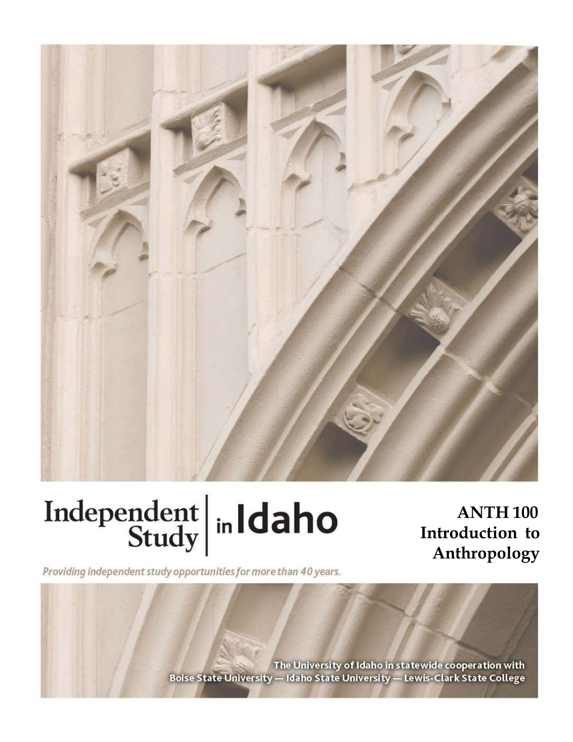Independent Study in Idaho

*Providing independent study opportunities for more than 40 years.*

# ANTH 100 Introduction to Anthropology

The University of Idaho in statewide cooperation with
Boise State University — Idaho State University — Lewis-Clark State College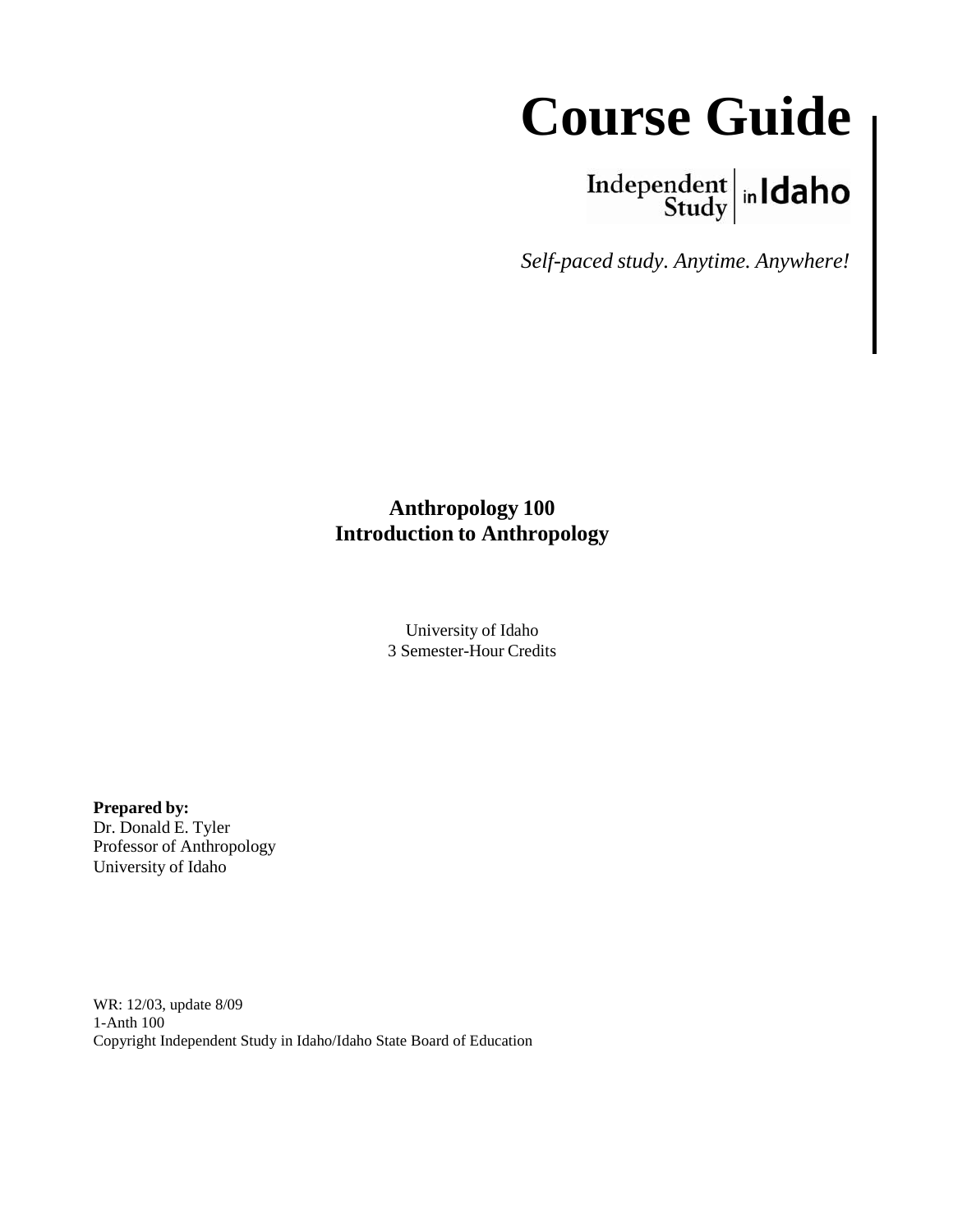# Course Guide

Independent Study in Idaho

*Self-paced study. Anytime. Anywhere!*

**Anthropology 100**
**Introduction to Anthropology**

University of Idaho
3 Semester-Hour Credits

**Prepared by:**
Dr. Donald E. Tyler
Professor of Anthropology
University of Idaho

WR: 12/03, update 8/09
1-Anth 100
Copyright Independent Study in Idaho/Idaho State Board of Education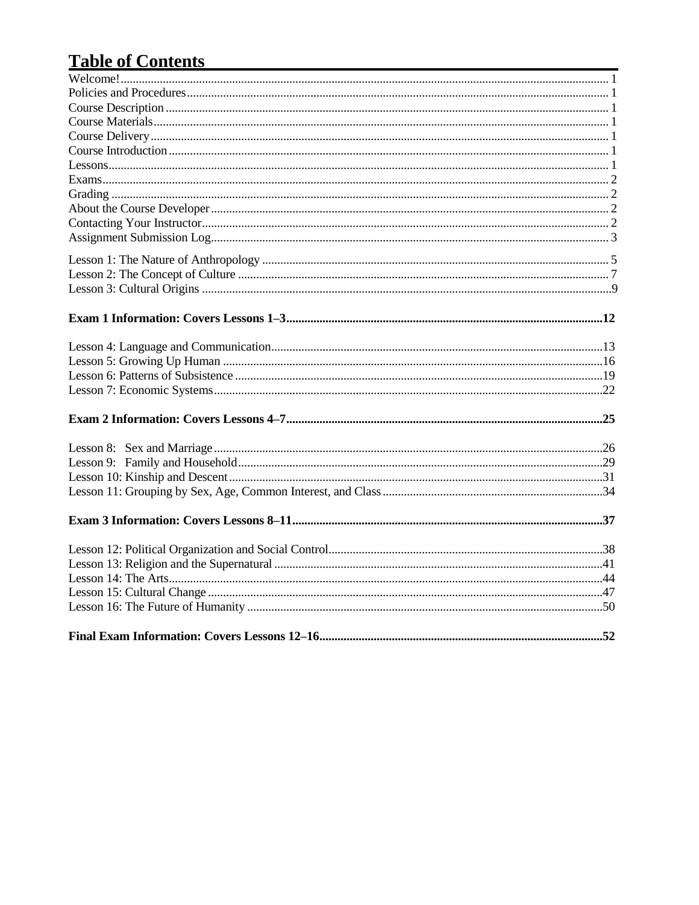# Table of Contents

Welcome! ..... 1
Policies and Procedures ..... 1
Course Description ..... 1
Course Materials ..... 1
Course Delivery ..... 1
Course Introduction ..... 1
Lessons ..... 1
Exams ..... 2
Grading ..... 2
About the Course Developer ..... 2
Contacting Your Instructor ..... 2
Assignment Submission Log ..... 3

Lesson 1: The Nature of Anthropology ..... 5
Lesson 2: The Concept of Culture ..... 7
Lesson 3: Cultural Origins ..... 9

**Exam 1 Information: Covers Lessons 1–3 ..... 12**

Lesson 4: Language and Communication ..... 13
Lesson 5: Growing Up Human ..... 16
Lesson 6: Patterns of Subsistence ..... 19
Lesson 7: Economic Systems ..... 22

**Exam 2 Information: Covers Lessons 4–7 ..... 25**

Lesson 8: Sex and Marriage ..... 26
Lesson 9: Family and Household ..... 29
Lesson 10: Kinship and Descent ..... 31
Lesson 11: Grouping by Sex, Age, Common Interest, and Class ..... 34

**Exam 3 Information: Covers Lessons 8–11 ..... 37**

Lesson 12: Political Organization and Social Control ..... 38
Lesson 13: Religion and the Supernatural ..... 41
Lesson 14: The Arts ..... 44
Lesson 15: Cultural Change ..... 47
Lesson 16: The Future of Humanity ..... 50

**Final Exam Information: Covers Lessons 12–16 ..... 52**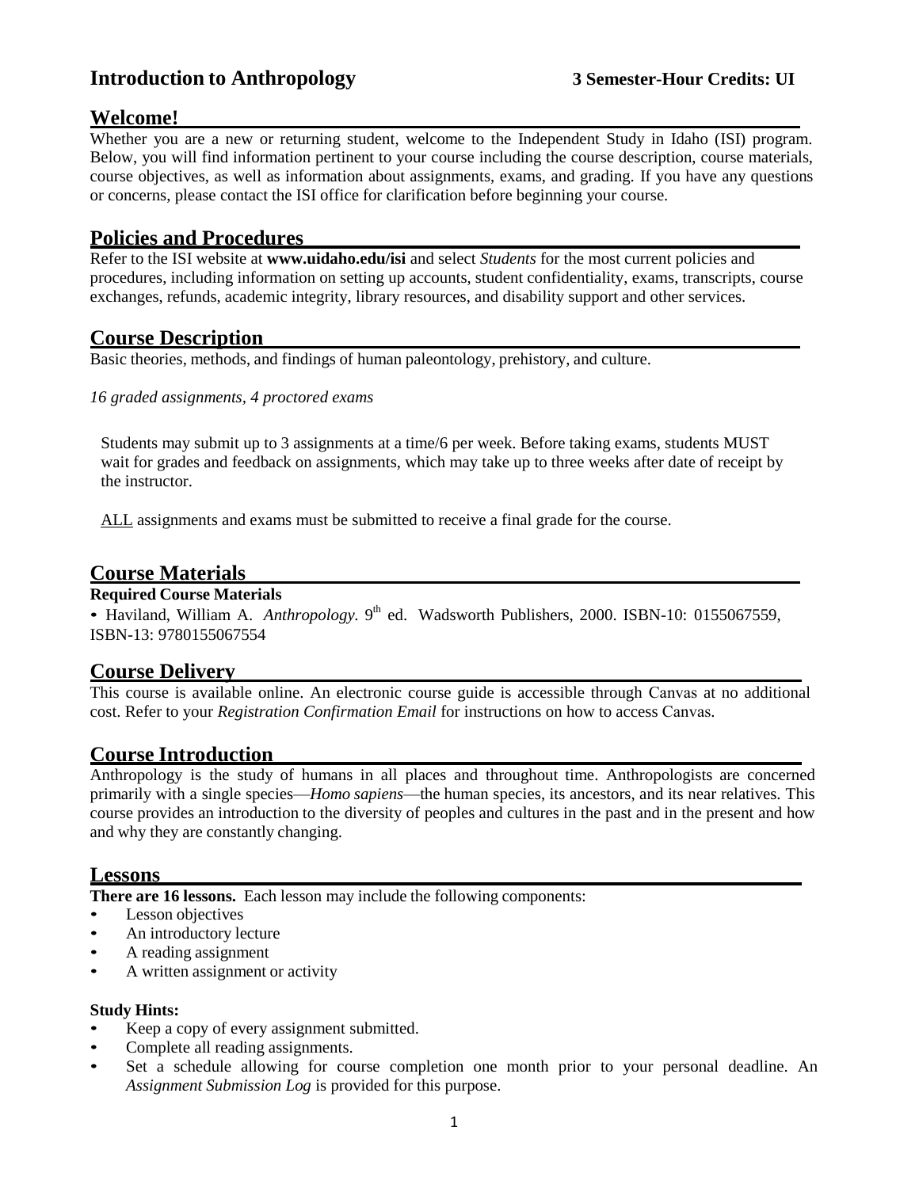# Introduction to Anthropology

**3 Semester-Hour Credits: UI**

## Welcome!

Whether you are a new or returning student, welcome to the Independent Study in Idaho (ISI) program. Below, you will find information pertinent to your course including the course description, course materials, course objectives, as well as information about assignments, exams, and grading. If you have any questions or concerns, please contact the ISI office for clarification before beginning your course.

## Policies and Procedures

Refer to the ISI website at **www.uidaho.edu/isi** and select *Students* for the most current policies and procedures, including information on setting up accounts, student confidentiality, exams, transcripts, course exchanges, refunds, academic integrity, library resources, and disability support and other services.

## Course Description

Basic theories, methods, and findings of human paleontology, prehistory, and culture.

*16 graded assignments, 4 proctored exams*

Students may submit up to 3 assignments at a time/6 per week. Before taking exams, students MUST wait for grades and feedback on assignments, which may take up to three weeks after date of receipt by the instructor.

ALL assignments and exams must be submitted to receive a final grade for the course.

## Course Materials

**Required Course Materials**

- Haviland, William A. *Anthropology.* 9th ed. Wadsworth Publishers, 2000. ISBN-10: 0155067559, ISBN-13: 9780155067554

## Course Delivery

This course is available online. An electronic course guide is accessible through Canvas at no additional cost. Refer to your *Registration Confirmation Email* for instructions on how to access Canvas.

## Course Introduction

Anthropology is the study of humans in all places and throughout time. Anthropologists are concerned primarily with a single species—*Homo sapiens*—the human species, its ancestors, and its near relatives. This course provides an introduction to the diversity of peoples and cultures in the past and in the present and how and why they are constantly changing.

## Lessons

**There are 16 lessons.** Each lesson may include the following components:

- Lesson objectives
- An introductory lecture
- A reading assignment
- A written assignment or activity

**Study Hints:**

- Keep a copy of every assignment submitted.
- Complete all reading assignments.
- Set a schedule allowing for course completion one month prior to your personal deadline. An *Assignment Submission Log* is provided for this purpose.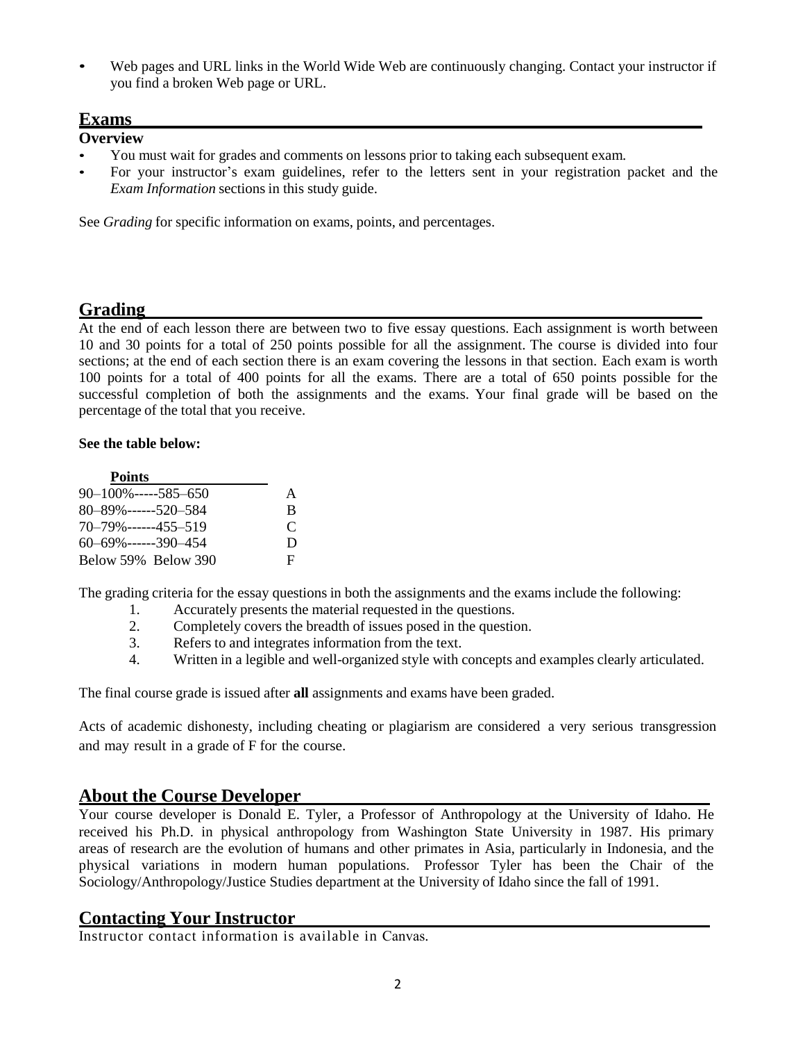- Web pages and URL links in the World Wide Web are continuously changing. Contact your instructor if you find a broken Web page or URL.

## Exams

### Overview

- You must wait for grades and comments on lessons prior to taking each subsequent exam.
- For your instructor's exam guidelines, refer to the letters sent in your registration packet and the *Exam Information* sections in this study guide.

See *Grading* for specific information on exams, points, and percentages.

## Grading

At the end of each lesson there are between two to five essay questions. Each assignment is worth between 10 and 30 points for a total of 250 points possible for all the assignment. The course is divided into four sections; at the end of each section there is an exam covering the lessons in that section. Each exam is worth 100 points for a total of 400 points for all the exams. There are a total of 650 points possible for the successful completion of both the assignments and the exams. Your final grade will be based on the percentage of the total that you receive.

**See the table below:**

| Points | |
|---|---|
| 90–100%-----585–650 | A |
| 80–89%------520–584 | B |
| 70–79%------455–519 | C |
| 60–69%------390–454 | D |
| Below 59% Below 390 | F |

The grading criteria for the essay questions in both the assignments and the exams include the following:

1. Accurately presents the material requested in the questions.
2. Completely covers the breadth of issues posed in the question.
3. Refers to and integrates information from the text.
4. Written in a legible and well-organized style with concepts and examples clearly articulated.

The final course grade is issued after **all** assignments and exams have been graded.

Acts of academic dishonesty, including cheating or plagiarism are considered a very serious transgression and may result in a grade of F for the course.

## About the Course Developer

Your course developer is Donald E. Tyler, a Professor of Anthropology at the University of Idaho. He received his Ph.D. in physical anthropology from Washington State University in 1987. His primary areas of research are the evolution of humans and other primates in Asia, particularly in Indonesia, and the physical variations in modern human populations. Professor Tyler has been the Chair of the Sociology/Anthropology/Justice Studies department at the University of Idaho since the fall of 1991.

## Contacting Your Instructor

Instructor contact information is available in Canvas.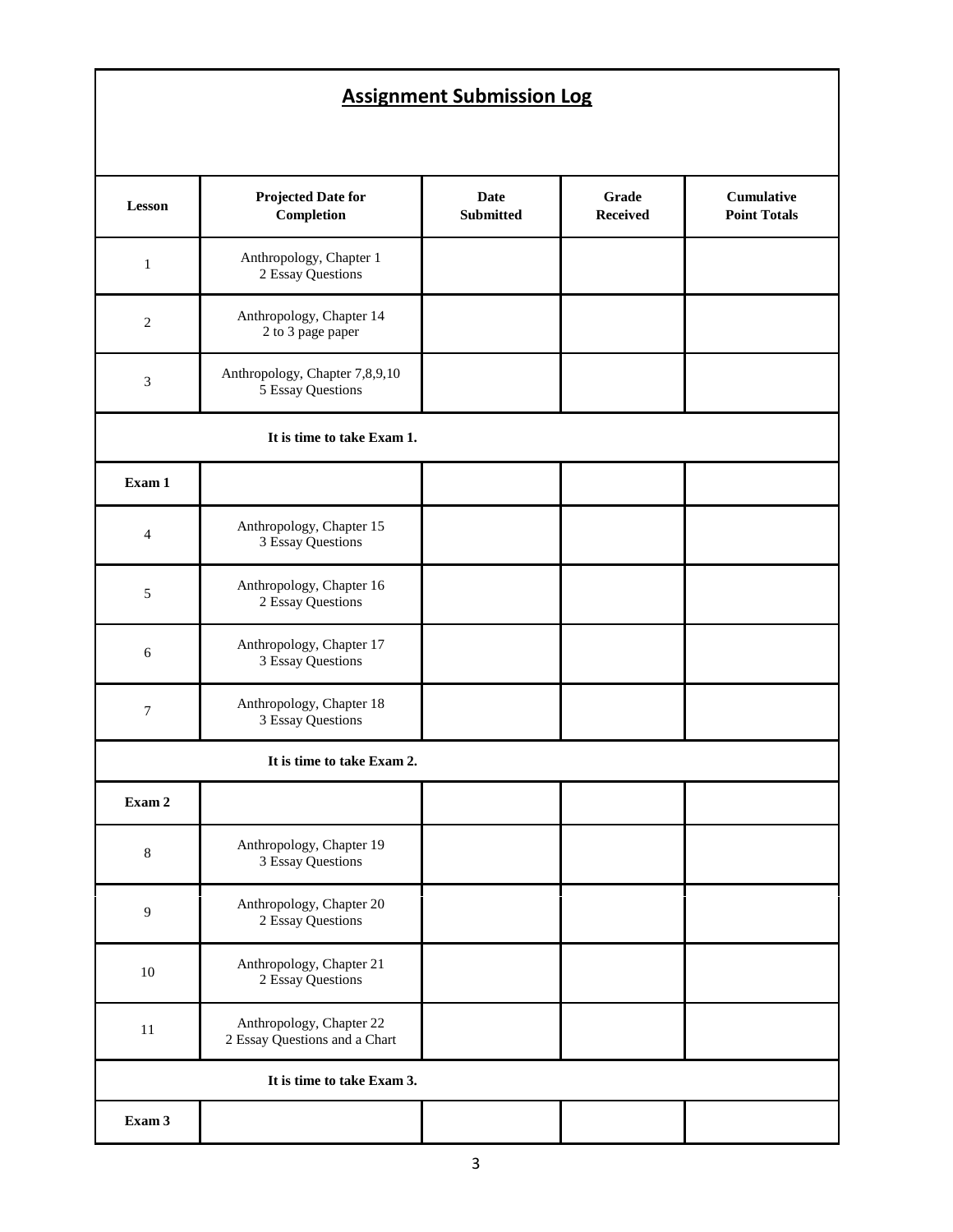## Assignment Submission Log

| Lesson | Projected Date for Completion | Date Submitted | Grade Received | Cumulative Point Totals |
|---|---|---|---|---|
| 1 | Anthropology, Chapter 1<br>2 Essay Questions | | | |
| 2 | Anthropology, Chapter 14<br>2 to 3 page paper | | | |
| 3 | Anthropology, Chapter 7,8,9,10<br>5 Essay Questions | | | |
| **It is time to take Exam 1.** | | | | |
| **Exam 1** | | | | |
| 4 | Anthropology, Chapter 15<br>3 Essay Questions | | | |
| 5 | Anthropology, Chapter 16<br>2 Essay Questions | | | |
| 6 | Anthropology, Chapter 17<br>3 Essay Questions | | | |
| 7 | Anthropology, Chapter 18<br>3 Essay Questions | | | |
| **It is time to take Exam 2.** | | | | |
| **Exam 2** | | | | |
| 8 | Anthropology, Chapter 19<br>3 Essay Questions | | | |
| 9 | Anthropology, Chapter 20<br>2 Essay Questions | | | |
| 10 | Anthropology, Chapter 21<br>2 Essay Questions | | | |
| 11 | Anthropology, Chapter 22<br>2 Essay Questions and a Chart | | | |
| **It is time to take Exam 3.** | | | | |
| **Exam 3** | | | | |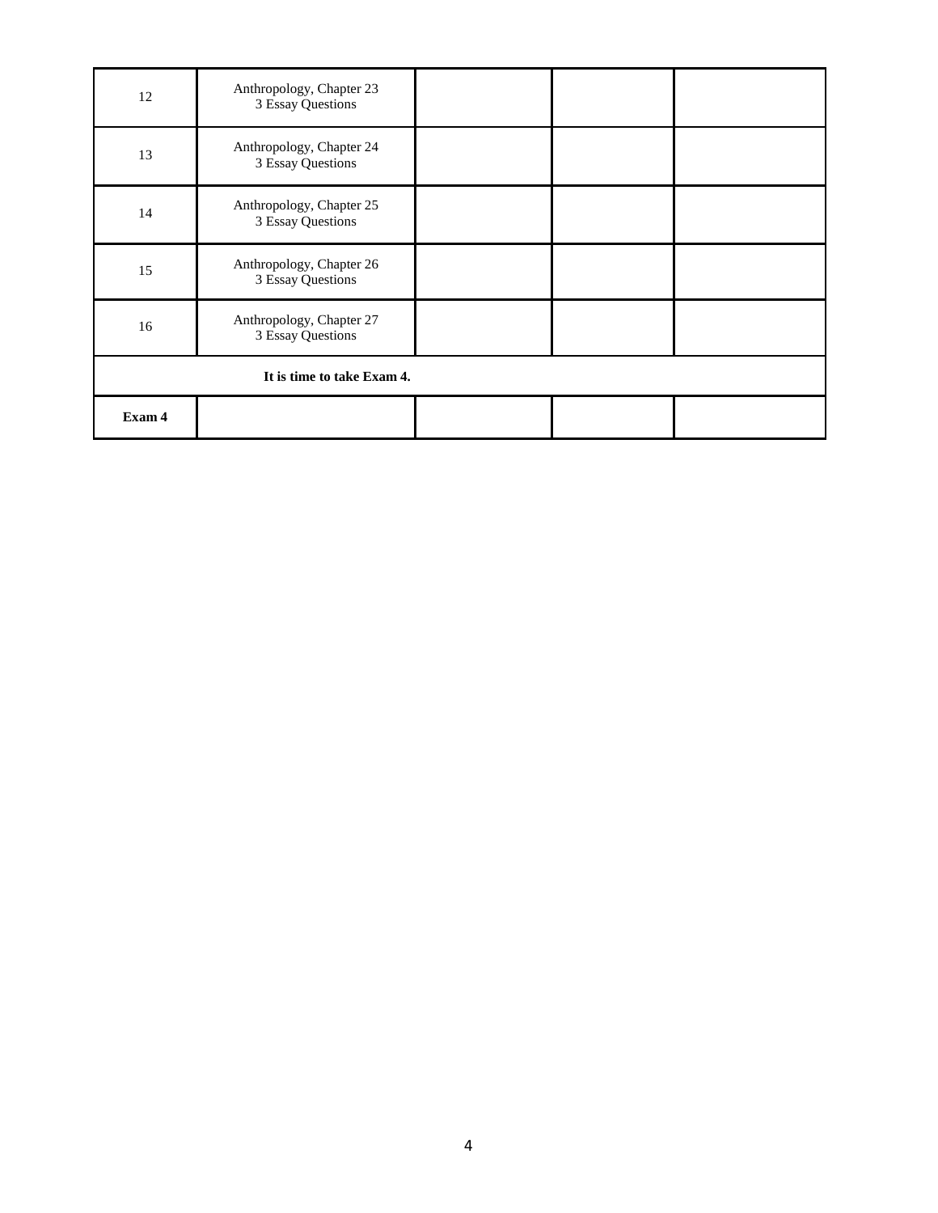| | | | | |
|---|---|---|---|---|
| 12 | Anthropology, Chapter 23<br>3 Essay Questions | | | |
| 13 | Anthropology, Chapter 24<br>3 Essay Questions | | | |
| 14 | Anthropology, Chapter 25<br>3 Essay Questions | | | |
| 15 | Anthropology, Chapter 26<br>3 Essay Questions | | | |
| 16 | Anthropology, Chapter 27<br>3 Essay Questions | | | |
| **It is time to take Exam 4.** | | | | |
| **Exam 4** | | | | |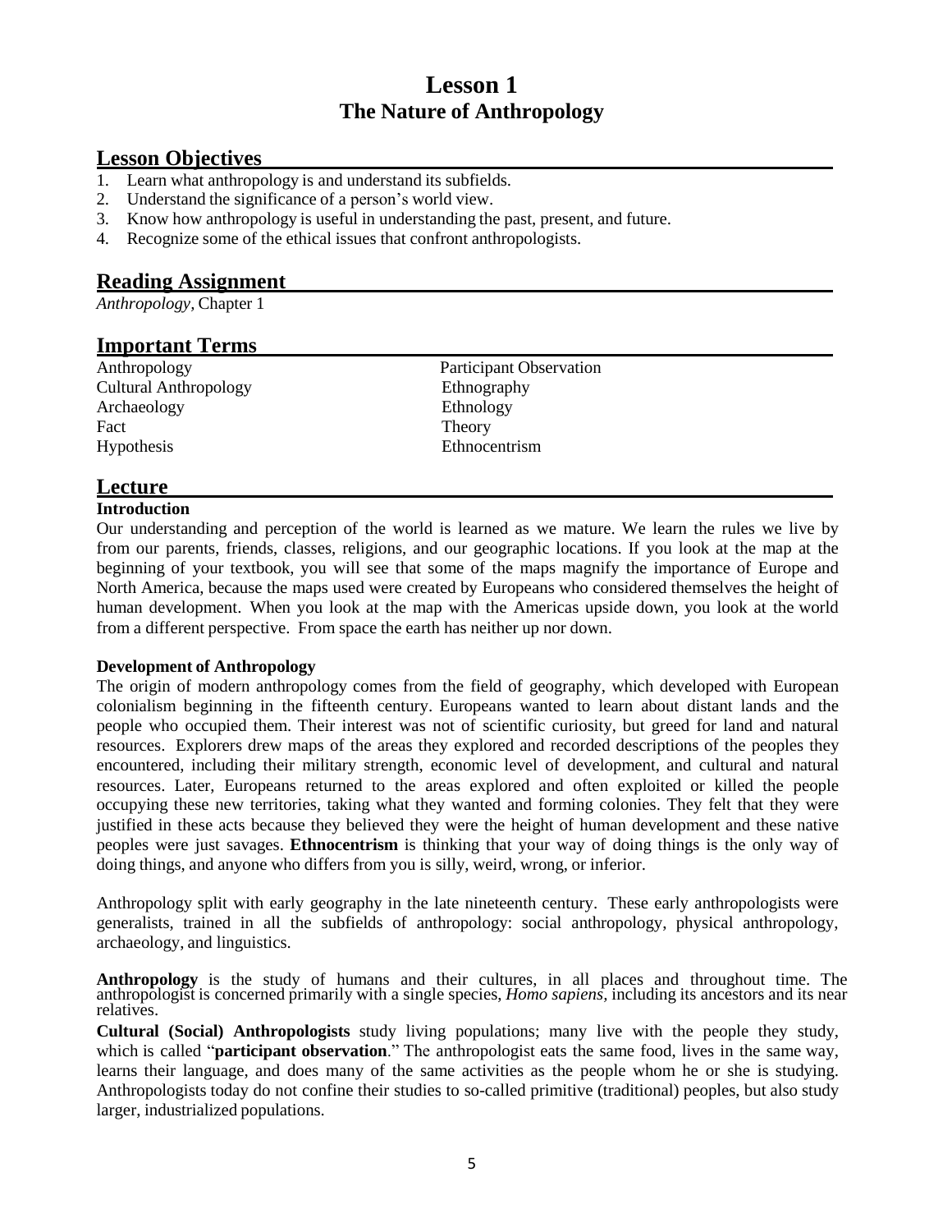# Lesson 1
## The Nature of Anthropology

## Lesson Objectives

1. Learn what anthropology is and understand its subfields.
2. Understand the significance of a person's world view.
3. Know how anthropology is useful in understanding the past, present, and future.
4. Recognize some of the ethical issues that confront anthropologists.

## Reading Assignment

*Anthropology*, Chapter 1

## Important Terms

| | |
|---|---|
| Anthropology | Participant Observation |
| Cultural Anthropology | Ethnography |
| Archaeology | Ethnology |
| Fact | Theory |
| Hypothesis | Ethnocentrism |

## Lecture

### Introduction

Our understanding and perception of the world is learned as we mature. We learn the rules we live by from our parents, friends, classes, religions, and our geographic locations. If you look at the map at the beginning of your textbook, you will see that some of the maps magnify the importance of Europe and North America, because the maps used were created by Europeans who considered themselves the height of human development. When you look at the map with the Americas upside down, you look at the world from a different perspective. From space the earth has neither up nor down.

### Development of Anthropology

The origin of modern anthropology comes from the field of geography, which developed with European colonialism beginning in the fifteenth century. Europeans wanted to learn about distant lands and the people who occupied them. Their interest was not of scientific curiosity, but greed for land and natural resources. Explorers drew maps of the areas they explored and recorded descriptions of the peoples they encountered, including their military strength, economic level of development, and cultural and natural resources. Later, Europeans returned to the areas explored and often exploited or killed the people occupying these new territories, taking what they wanted and forming colonies. They felt that they were justified in these acts because they believed they were the height of human development and these native peoples were just savages. **Ethnocentrism** is thinking that your way of doing things is the only way of doing things, and anyone who differs from you is silly, weird, wrong, or inferior.

Anthropology split with early geography in the late nineteenth century. These early anthropologists were generalists, trained in all the subfields of anthropology: social anthropology, physical anthropology, archaeology, and linguistics.

**Anthropology** is the study of humans and their cultures, in all places and throughout time. The anthropologist is concerned primarily with a single species, *Homo sapiens*, including its ancestors and its near relatives.

**Cultural (Social) Anthropologists** study living populations; many live with the people they study, which is called "**participant observation**." The anthropologist eats the same food, lives in the same way, learns their language, and does many of the same activities as the people whom he or she is studying. Anthropologists today do not confine their studies to so-called primitive (traditional) peoples, but also study larger, industrialized populations.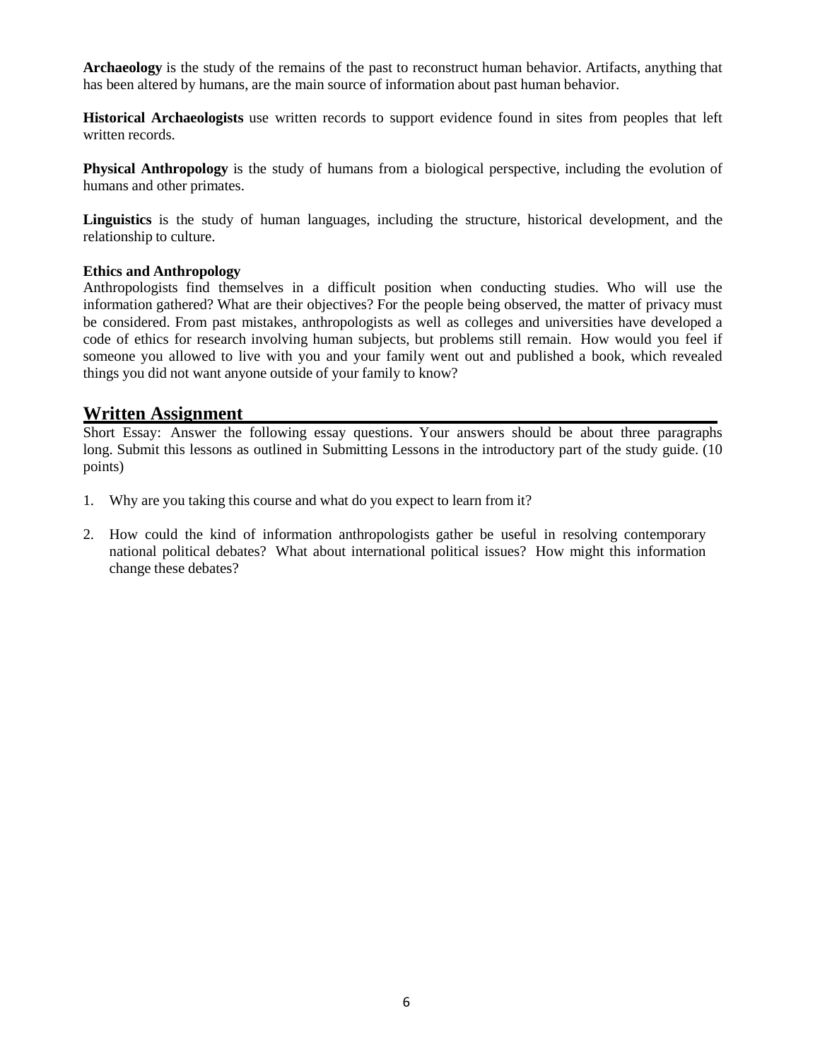**Archaeology** is the study of the remains of the past to reconstruct human behavior. Artifacts, anything that has been altered by humans, are the main source of information about past human behavior.

**Historical Archaeologists** use written records to support evidence found in sites from peoples that left written records.

**Physical Anthropology** is the study of humans from a biological perspective, including the evolution of humans and other primates.

**Linguistics** is the study of human languages, including the structure, historical development, and the relationship to culture.

**Ethics and Anthropology**

Anthropologists find themselves in a difficult position when conducting studies. Who will use the information gathered? What are their objectives? For the people being observed, the matter of privacy must be considered. From past mistakes, anthropologists as well as colleges and universities have developed a code of ethics for research involving human subjects, but problems still remain. How would you feel if someone you allowed to live with you and your family went out and published a book, which revealed things you did not want anyone outside of your family to know?

## Written Assignment

Short Essay: Answer the following essay questions. Your answers should be about three paragraphs long. Submit this lessons as outlined in Submitting Lessons in the introductory part of the study guide. (10 points)

1. Why are you taking this course and what do you expect to learn from it?

2. How could the kind of information anthropologists gather be useful in resolving contemporary national political debates? What about international political issues? How might this information change these debates?